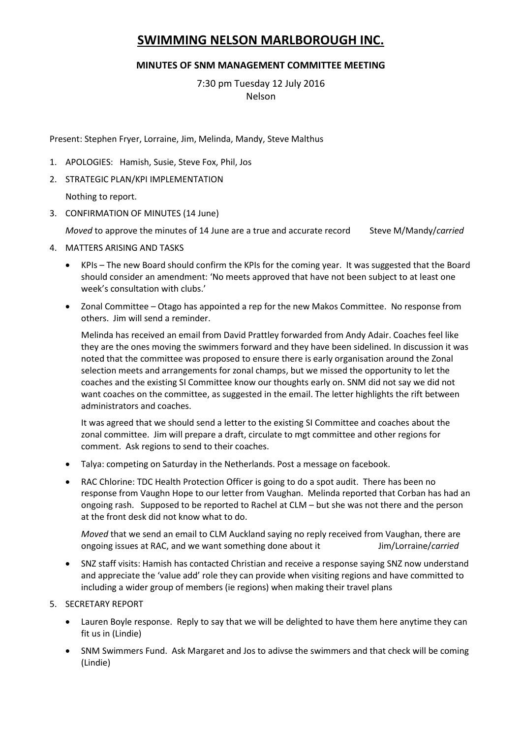# SWIMMING NELSON MARLBOROUGH INC.

## MINUTES OF SNM MANAGEMENT COMMITTEE MEETING

7:30 pm Tuesday 12 July 2016
Nelson

Present: Stephen Fryer, Lorraine, Jim, Melinda, Mandy, Steve Malthus

1. APOLOGIES: Hamish, Susie, Steve Fox, Phil, Jos

2. STRATEGIC PLAN/KPI IMPLEMENTATION

   Nothing to report.

3. CONFIRMATION OF MINUTES (14 June)

   *Moved* to approve the minutes of 14 June are a true and accurate record Steve M/Mandy/*carried*

4. MATTERS ARISING AND TASKS

   - KPIs – The new Board should confirm the KPIs for the coming year. It was suggested that the Board should consider an amendment: 'No meets approved that have not been subject to at least one week's consultation with clubs.'
   - Zonal Committee – Otago has appointed a rep for the new Makos Committee. No response from others. Jim will send a reminder.

     Melinda has received an email from David Prattley forwarded from Andy Adair. Coaches feel like they are the ones moving the swimmers forward and they have been sidelined. In discussion it was noted that the committee was proposed to ensure there is early organisation around the Zonal selection meets and arrangements for zonal champs, but we missed the opportunity to let the coaches and the existing SI Committee know our thoughts early on. SNM did not say we did not want coaches on the committee, as suggested in the email. The letter highlights the rift between administrators and coaches.

     It was agreed that we should send a letter to the existing SI Committee and coaches about the zonal committee. Jim will prepare a draft, circulate to mgt committee and other regions for comment. Ask regions to send to their coaches.

   - Talya: competing on Saturday in the Netherlands. Post a message on facebook.
   - RAC Chlorine: TDC Health Protection Officer is going to do a spot audit. There has been no response from Vaughn Hope to our letter from Vaughan. Melinda reported that Corban has had an ongoing rash. Supposed to be reported to Rachel at CLM – but she was not there and the person at the front desk did not know what to do.

     *Moved* that we send an email to CLM Auckland saying no reply received from Vaughan, there are ongoing issues at RAC, and we want something done about it Jim/Lorraine/*carried*

   - SNZ staff visits: Hamish has contacted Christian and receive a response saying SNZ now understand and appreciate the 'value add' role they can provide when visiting regions and have committed to including a wider group of members (ie regions) when making their travel plans

5. SECRETARY REPORT

   - Lauren Boyle response. Reply to say that we will be delighted to have them here anytime they can fit us in (Lindie)
   - SNM Swimmers Fund. Ask Margaret and Jos to adivse the swimmers and that check will be coming (Lindie)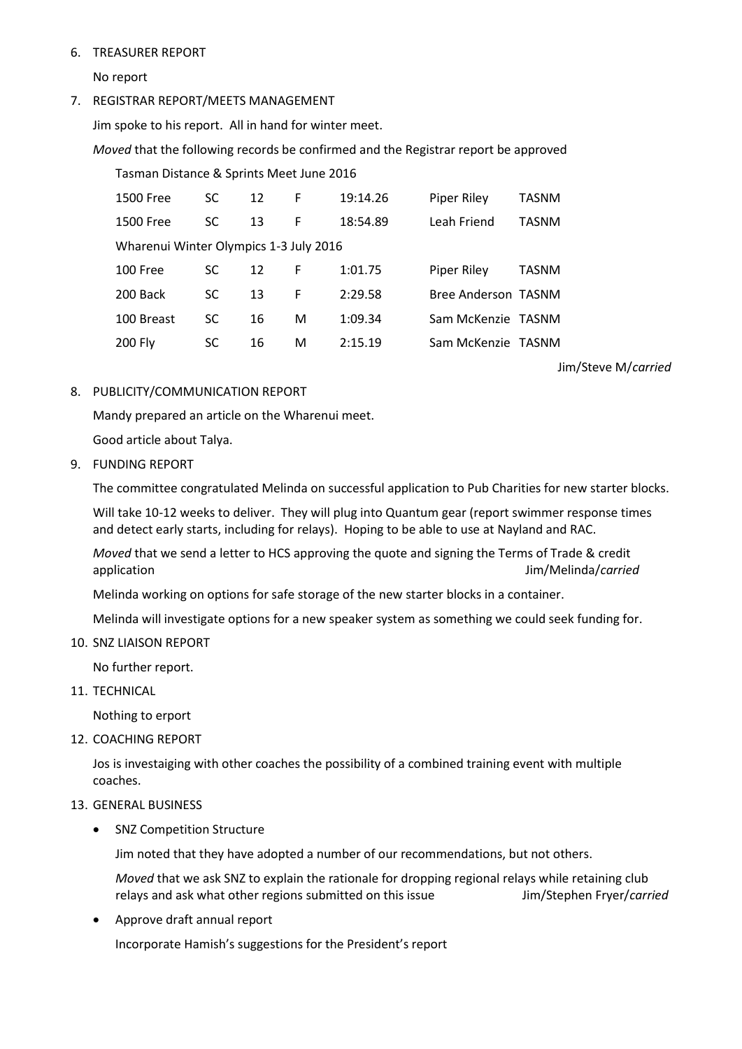6. TREASURER REPORT

   No report

7. REGISTRAR REPORT/MEETS MANAGEMENT

   Jim spoke to his report. All in hand for winter meet.

   *Moved* that the following records be confirmed and the Registrar report be approved

   Tasman Distance & Sprints Meet June 2016

| | | | | | | |
|---|---|---|---|---|---|---|
| 1500 Free | SC | 12 | F | 19:14.26 | Piper Riley | TASNM |
| 1500 Free | SC | 13 | F | 18:54.89 | Leah Friend | TASNM |

   Wharenui Winter Olympics 1-3 July 2016

| | | | | | | |
|---|---|---|---|---|---|---|
| 100 Free | SC | 12 | F | 1:01.75 | Piper Riley | TASNM |
| 200 Back | SC | 13 | F | 2:29.58 | Bree Anderson | TASNM |
| 100 Breast | SC | 16 | M | 1:09.34 | Sam McKenzie | TASNM |
| 200 Fly | SC | 16 | M | 2:15.19 | Sam McKenzie | TASNM |

   Jim/Steve M/*carried*

8. PUBLICITY/COMMUNICATION REPORT

   Mandy prepared an article on the Wharenui meet.

   Good article about Talya.

9. FUNDING REPORT

   The committee congratulated Melinda on successful application to Pub Charities for new starter blocks.

   Will take 10-12 weeks to deliver. They will plug into Quantum gear (report swimmer response times and detect early starts, including for relays). Hoping to be able to use at Nayland and RAC.

   *Moved* that we send a letter to HCS approving the quote and signing the Terms of Trade & credit application Jim/Melinda/*carried*

   Melinda working on options for safe storage of the new starter blocks in a container.

   Melinda will investigate options for a new speaker system as something we could seek funding for.

10. SNZ LIAISON REPORT

    No further report.

11. TECHNICAL

    Nothing to erport

12. COACHING REPORT

    Jos is investaiging with other coaches the possibility of a combined training event with multiple coaches.

13. GENERAL BUSINESS

    - SNZ Competition Structure

      Jim noted that they have adopted a number of our recommendations, but not others.

      *Moved* that we ask SNZ to explain the rationale for dropping regional relays while retaining club relays and ask what other regions submitted on this issue Jim/Stephen Fryer/*carried*

    - Approve draft annual report

      Incorporate Hamish's suggestions for the President's report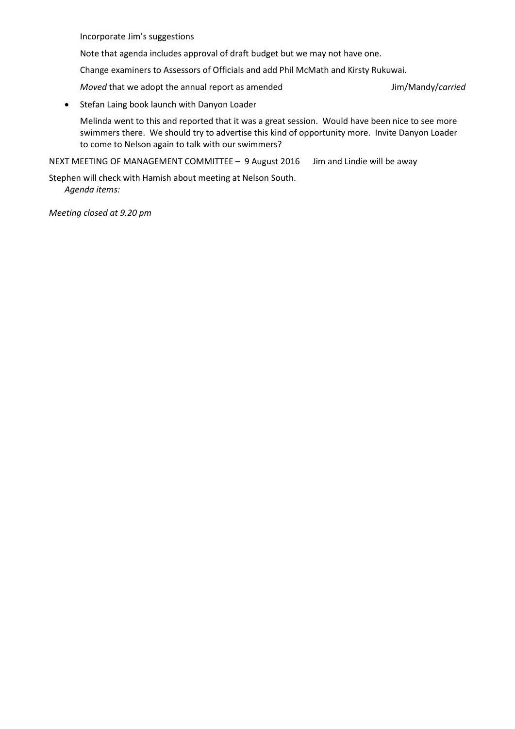Incorporate Jim's suggestions

Note that agenda includes approval of draft budget but we may not have one.

Change examiners to Assessors of Officials and add Phil McMath and Kirsty Rukuwai.

*Moved* that we adopt the annual report as amended Jim/Mandy/*carried*

- Stefan Laing book launch with Danyon Loader

  Melinda went to this and reported that it was a great session. Would have been nice to see more swimmers there. We should try to advertise this kind of opportunity more. Invite Danyon Loader to come to Nelson again to talk with our swimmers?

NEXT MEETING OF MANAGEMENT COMMITTEE – 9 August 2016 Jim and Lindie will be away

Stephen will check with Hamish about meeting at Nelson South.

*Agenda items:*

*Meeting closed at 9.20 pm*